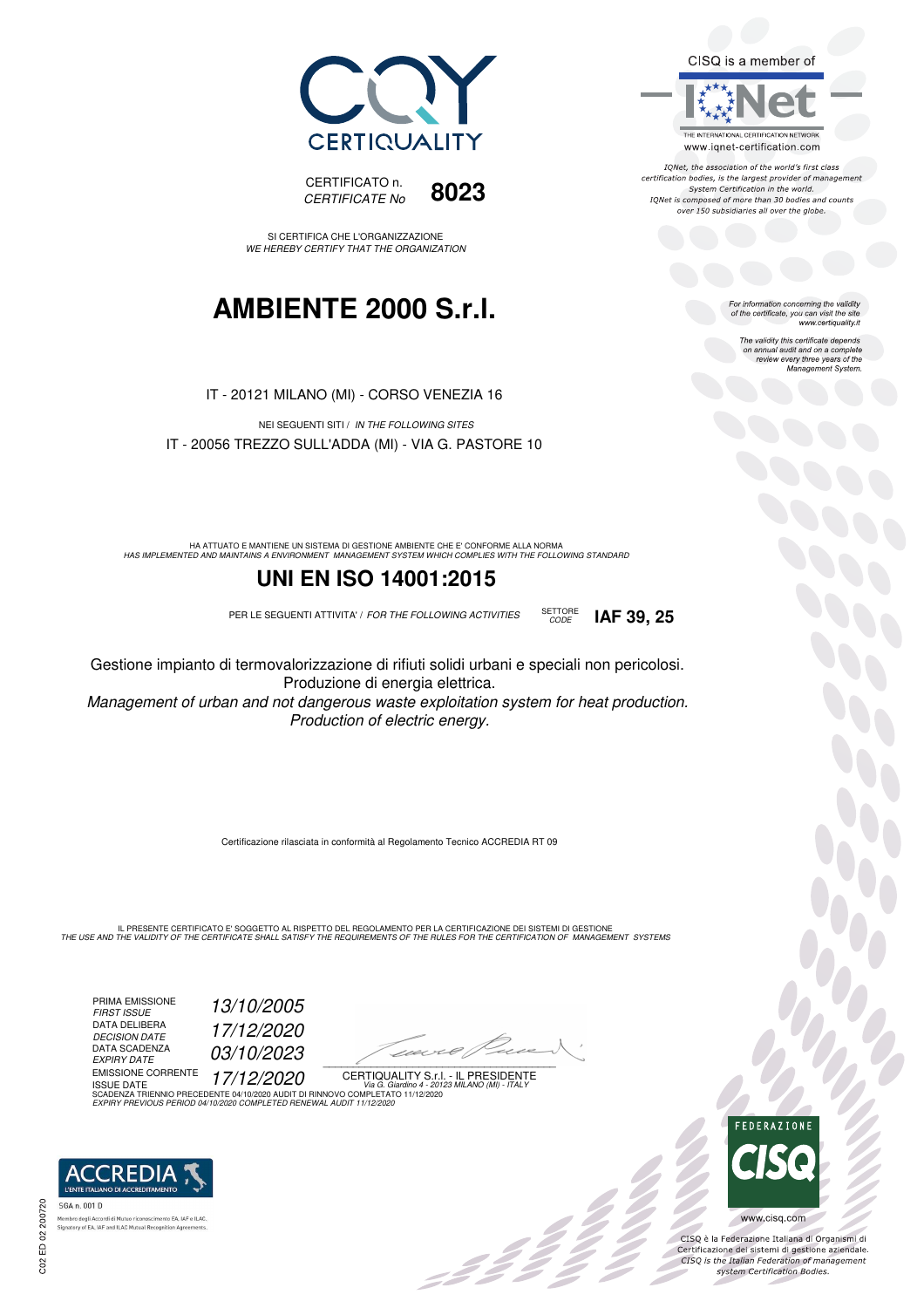CERTIQUALITY

CERTIFICATO n.
*CERTIFICATE No* **8023**

SI CERTIFICA CHE L'ORGANIZZAZIONE
*WE HEREBY CERTIFY THAT THE ORGANIZATION*

# AMBIENTE 2000 S.r.l.

IT - 20121 MILANO (MI) - CORSO VENEZIA 16

NEI SEGUENTI SITI / *IN THE FOLLOWING SITES*

IT - 20056 TREZZO SULL'ADDA (MI) - VIA G. PASTORE 10

HA ATTUATO E MANTIENE UN SISTEMA DI GESTIONE AMBIENTE CHE E' CONFORME ALLA NORMA
*HAS IMPLEMENTED AND MAINTAINS A ENVIRONMENT MANAGEMENT SYSTEM WHICH COMPLIES WITH THE FOLLOWING STANDARD*

## UNI EN ISO 14001:2015

PER LE SEGUENTI ATTIVITA' / *FOR THE FOLLOWING ACTIVITIES* SETTORE *CODE* **IAF 39, 25**

Gestione impianto di termovalorizzazione di rifiuti solidi urbani e speciali non pericolosi.
Produzione di energia elettrica.
*Management of urban and not dangerous waste exploitation system for heat production.*
*Production of electric energy.*

Certificazione rilasciata in conformità al Regolamento Tecnico ACCREDIA RT 09

IL PRESENTE CERTIFICATO E' SOGGETTO AL RISPETTO DEL REGOLAMENTO PER LA CERTIFICAZIONE DEI SISTEMI DI GESTIONE
*THE USE AND THE VALIDITY OF THE CERTIFICATE SHALL SATISFY THE REQUIREMENTS OF THE RULES FOR THE CERTIFICATION OF MANAGEMENT SYSTEMS*

PRIMA EMISSIONE / *FIRST ISSUE* *13/10/2005*
DATA DELIBERA / *DECISION DATE* *17/12/2020*
DATA SCADENZA / *EXPIRY DATE* *03/10/2023*
EMISSIONE CORRENTE / ISSUE DATE *17/12/2020*

CERTIQUALITY S.r.l. - IL PRESIDENTE
*Via G. Giardino 4 - 20123 MILANO (MI) - ITALY*

SCADENZA TRIENNIO PRECEDENTE 04/10/2020 AUDIT DI RINNOVO COMPLETATO 11/12/2020
*EXPIRY PREVIOUS PERIOD 04/10/2020 COMPLETED RENEWAL AUDIT 11/12/2020*

CISQ is a member of IQNet
THE INTERNATIONAL CERTIFICATION NETWORK
www.iqnet-certification.com

*IQNet, the association of the world's first class certification bodies, is the largest provider of management System Certification in the world. IQNet is composed of more than 30 bodies and counts over 150 subsidiaries all over the globe.*

*For information concerning the validity of the certificate, you can visit the site www.certiquality.it*

*The validity this certificate depends on annual audit and on a complete review every three years of the Management System.*

ACCREDIA L'ENTE ITALIANO DI ACCREDITAMENTO
SGA n. 001 D
Membro degli Accordi di Mutuo riconoscimento EA, IAF e ILAC.
Signatory of EA, IAF and ILAC Mutual Recognition Agreements.

C02 ED 02 200720

FEDERAZIONE CISQ
www.cisq.com

CISQ è la Federazione Italiana di Organismi di Certificazione dei sistemi di gestione aziendale.
*CISQ is the Italian Federation of management system Certification Bodies.*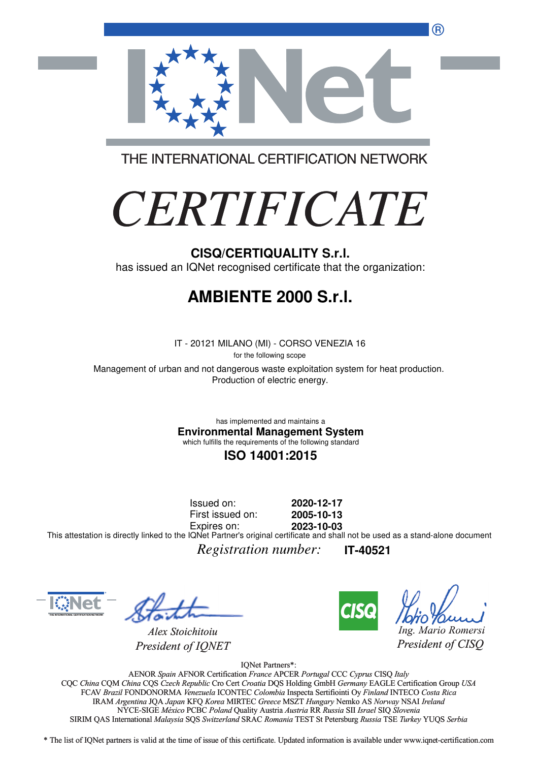THE INTERNATIONAL CERTIFICATION NETWORK

# *CERTIFICATE*

**CISQ/CERTIQUALITY S.r.l.**
has issued an IQNet recognised certificate that the organization:

## AMBIENTE 2000 S.r.l.

IT - 20121 MILANO (MI) - CORSO VENEZIA 16
for the following scope
Management of urban and not dangerous waste exploitation system for heat production.
Production of electric energy.

has implemented and maintains a
**Environmental Management System**
which fulfills the requirements of the following standard
**ISO 14001:2015**

Issued on: **2020-12-17**
First issued on: **2005-10-13**
Expires on: **2023-10-03**

This attestation is directly linked to the IQNet Partner's original certificate and shall not be used as a stand-alone document

*Registration number:* **IT-40521**

*Alex Stoichitoiu*
*President of IQNET*

*Ing. Mario Romersi*
*President of CISQ*

IQNet Partners*:
AENOR *Spain* AFNOR Certification *France* APCER *Portugal* CCC *Cyprus* CISQ *Italy*
CQC *China* CQM *China* CQS *Czech Republic* Cro Cert *Croatia* DQS Holding GmbH *Germany* EAGLE Certification Group *USA*
FCAV *Brazil* FONDONORMA *Venezuela* ICONTEC *Colombia* Inspecta Sertifiointi Oy *Finland* INTECO *Costa Rica*
IRAM *Argentina* JQA *Japan* KFQ *Korea* MIRTEC *Greece* MSZT *Hungary* Nemko AS *Norway* NSAI *Ireland*
NYCE-SIGE *México* PCBC *Poland* Quality Austria *Austria* RR *Russia* SII *Israel* SIQ *Slovenia*
SIRIM QAS International *Malaysia* SQS *Switzerland* SRAC *Romania* TEST St Petersburg *Russia* TSE *Turkey* YUQS *Serbia*

* The list of IQNet partners is valid at the time of issue of this certificate. Updated information is available under www.iqnet-certification.com